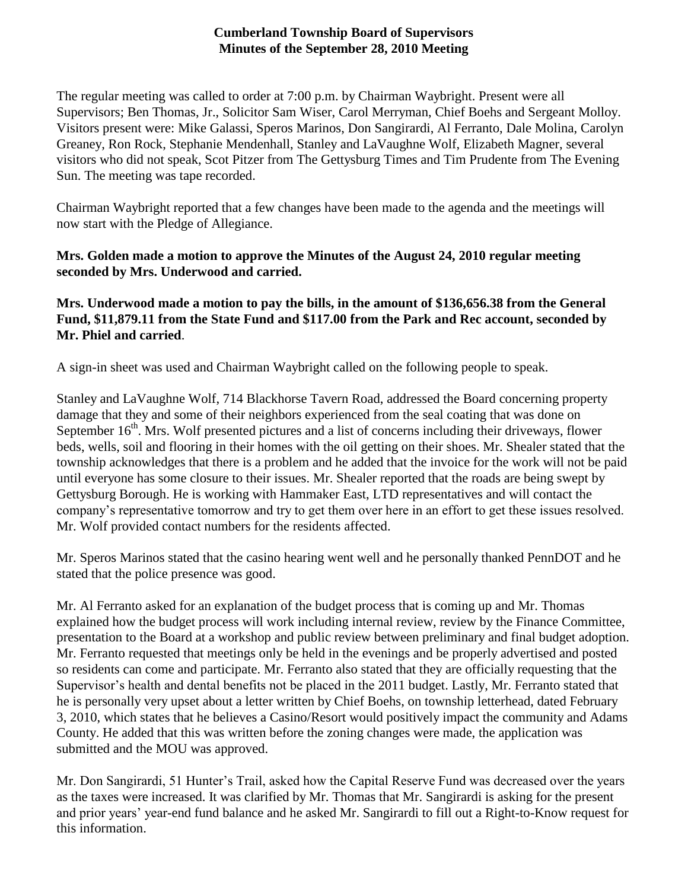# Cumberland Township Board of Supervisors
## Minutes of the September 28, 2010 Meeting

The regular meeting was called to order at 7:00 p.m. by Chairman Waybright. Present were all Supervisors; Ben Thomas, Jr., Solicitor Sam Wiser, Carol Merryman, Chief Boehs and Sergeant Molloy. Visitors present were: Mike Galassi, Speros Marinos, Don Sangirardi, Al Ferranto, Dale Molina, Carolyn Greaney, Ron Rock, Stephanie Mendenhall, Stanley and LaVaughne Wolf, Elizabeth Magner, several visitors who did not speak, Scot Pitzer from The Gettysburg Times and Tim Prudente from The Evening Sun. The meeting was tape recorded.

Chairman Waybright reported that a few changes have been made to the agenda and the meetings will now start with the Pledge of Allegiance.

**Mrs. Golden made a motion to approve the Minutes of the August 24, 2010 regular meeting seconded by Mrs. Underwood and carried.**

**Mrs. Underwood made a motion to pay the bills, in the amount of $136,656.38 from the General Fund, $11,879.11 from the State Fund and $117.00 from the Park and Rec account, seconded by Mr. Phiel and carried**.

A sign-in sheet was used and Chairman Waybright called on the following people to speak.

Stanley and LaVaughne Wolf, 714 Blackhorse Tavern Road, addressed the Board concerning property damage that they and some of their neighbors experienced from the seal coating that was done on September 16th. Mrs. Wolf presented pictures and a list of concerns including their driveways, flower beds, wells, soil and flooring in their homes with the oil getting on their shoes. Mr. Shealer stated that the township acknowledges that there is a problem and he added that the invoice for the work will not be paid until everyone has some closure to their issues. Mr. Shealer reported that the roads are being swept by Gettysburg Borough. He is working with Hammaker East, LTD representatives and will contact the company's representative tomorrow and try to get them over here in an effort to get these issues resolved. Mr. Wolf provided contact numbers for the residents affected.

Mr. Speros Marinos stated that the casino hearing went well and he personally thanked PennDOT and he stated that the police presence was good.

Mr. Al Ferranto asked for an explanation of the budget process that is coming up and Mr. Thomas explained how the budget process will work including internal review, review by the Finance Committee, presentation to the Board at a workshop and public review between preliminary and final budget adoption. Mr. Ferranto requested that meetings only be held in the evenings and be properly advertised and posted so residents can come and participate. Mr. Ferranto also stated that they are officially requesting that the Supervisor's health and dental benefits not be placed in the 2011 budget. Lastly, Mr. Ferranto stated that he is personally very upset about a letter written by Chief Boehs, on township letterhead, dated February 3, 2010, which states that he believes a Casino/Resort would positively impact the community and Adams County. He added that this was written before the zoning changes were made, the application was submitted and the MOU was approved.

Mr. Don Sangirardi, 51 Hunter's Trail, asked how the Capital Reserve Fund was decreased over the years as the taxes were increased. It was clarified by Mr. Thomas that Mr. Sangirardi is asking for the present and prior years' year-end fund balance and he asked Mr. Sangirardi to fill out a Right-to-Know request for this information.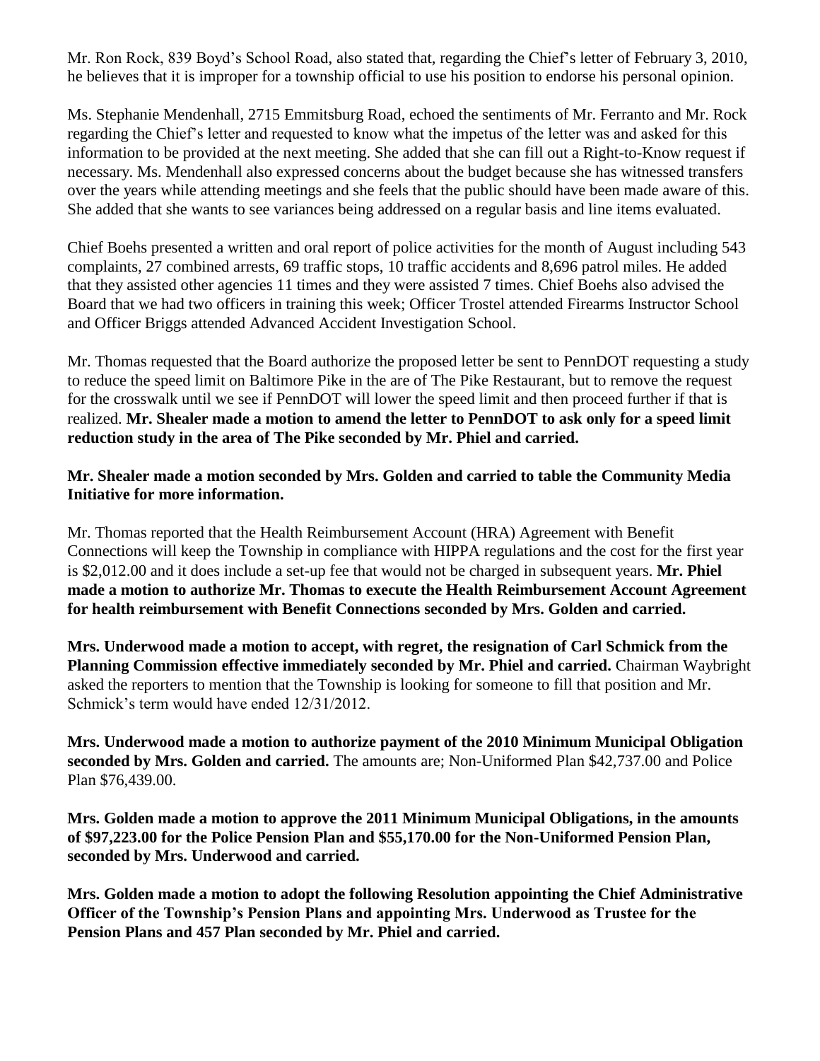Mr. Ron Rock, 839 Boyd's School Road, also stated that, regarding the Chief's letter of February 3, 2010, he believes that it is improper for a township official to use his position to endorse his personal opinion.

Ms. Stephanie Mendenhall, 2715 Emmitsburg Road, echoed the sentiments of Mr. Ferranto and Mr. Rock regarding the Chief's letter and requested to know what the impetus of the letter was and asked for this information to be provided at the next meeting. She added that she can fill out a Right-to-Know request if necessary. Ms. Mendenhall also expressed concerns about the budget because she has witnessed transfers over the years while attending meetings and she feels that the public should have been made aware of this. She added that she wants to see variances being addressed on a regular basis and line items evaluated.

Chief Boehs presented a written and oral report of police activities for the month of August including 543 complaints, 27 combined arrests, 69 traffic stops, 10 traffic accidents and 8,696 patrol miles. He added that they assisted other agencies 11 times and they were assisted 7 times. Chief Boehs also advised the Board that we had two officers in training this week; Officer Trostel attended Firearms Instructor School and Officer Briggs attended Advanced Accident Investigation School.

Mr. Thomas requested that the Board authorize the proposed letter be sent to PennDOT requesting a study to reduce the speed limit on Baltimore Pike in the are of The Pike Restaurant, but to remove the request for the crosswalk until we see if PennDOT will lower the speed limit and then proceed further if that is realized. **Mr. Shealer made a motion to amend the letter to PennDOT to ask only for a speed limit reduction study in the area of The Pike seconded by Mr. Phiel and carried.**

**Mr. Shealer made a motion seconded by Mrs. Golden and carried to table the Community Media Initiative for more information.**

Mr. Thomas reported that the Health Reimbursement Account (HRA) Agreement with Benefit Connections will keep the Township in compliance with HIPPA regulations and the cost for the first year is $2,012.00 and it does include a set-up fee that would not be charged in subsequent years. **Mr. Phiel made a motion to authorize Mr. Thomas to execute the Health Reimbursement Account Agreement for health reimbursement with Benefit Connections seconded by Mrs. Golden and carried.**

**Mrs. Underwood made a motion to accept, with regret, the resignation of Carl Schmick from the Planning Commission effective immediately seconded by Mr. Phiel and carried.** Chairman Waybright asked the reporters to mention that the Township is looking for someone to fill that position and Mr. Schmick's term would have ended 12/31/2012.

**Mrs. Underwood made a motion to authorize payment of the 2010 Minimum Municipal Obligation seconded by Mrs. Golden and carried.** The amounts are; Non-Uniformed Plan $42,737.00 and Police Plan $76,439.00.

**Mrs. Golden made a motion to approve the 2011 Minimum Municipal Obligations, in the amounts of $97,223.00 for the Police Pension Plan and $55,170.00 for the Non-Uniformed Pension Plan, seconded by Mrs. Underwood and carried.**

**Mrs. Golden made a motion to adopt the following Resolution appointing the Chief Administrative Officer of the Township's Pension Plans and appointing Mrs. Underwood as Trustee for the Pension Plans and 457 Plan seconded by Mr. Phiel and carried.**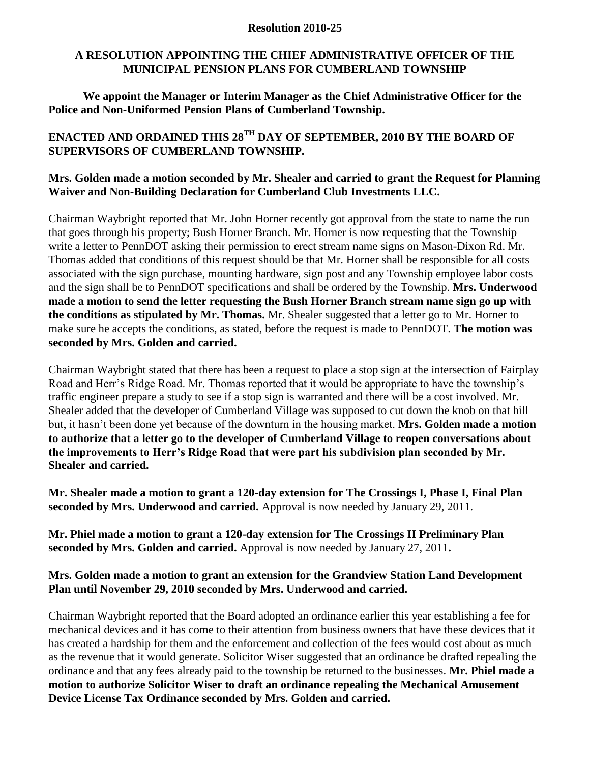**Resolution 2010-25**

**A RESOLUTION APPOINTING THE CHIEF ADMINISTRATIVE OFFICER OF THE MUNICIPAL PENSION PLANS FOR CUMBERLAND TOWNSHIP**

**We appoint the Manager or Interim Manager as the Chief Administrative Officer for the Police and Non-Uniformed Pension Plans of Cumberland Township.**

**ENACTED AND ORDAINED THIS 28TH DAY OF SEPTEMBER, 2010 BY THE BOARD OF SUPERVISORS OF CUMBERLAND TOWNSHIP.**

**Mrs. Golden made a motion seconded by Mr. Shealer and carried to grant the Request for Planning Waiver and Non-Building Declaration for Cumberland Club Investments LLC.**

Chairman Waybright reported that Mr. John Horner recently got approval from the state to name the run that goes through his property; Bush Horner Branch. Mr. Horner is now requesting that the Township write a letter to PennDOT asking their permission to erect stream name signs on Mason-Dixon Rd. Mr. Thomas added that conditions of this request should be that Mr. Horner shall be responsible for all costs associated with the sign purchase, mounting hardware, sign post and any Township employee labor costs and the sign shall be to PennDOT specifications and shall be ordered by the Township. **Mrs. Underwood made a motion to send the letter requesting the Bush Horner Branch stream name sign go up with the conditions as stipulated by Mr. Thomas.** Mr. Shealer suggested that a letter go to Mr. Horner to make sure he accepts the conditions, as stated, before the request is made to PennDOT. **The motion was seconded by Mrs. Golden and carried.**

Chairman Waybright stated that there has been a request to place a stop sign at the intersection of Fairplay Road and Herr's Ridge Road. Mr. Thomas reported that it would be appropriate to have the township's traffic engineer prepare a study to see if a stop sign is warranted and there will be a cost involved. Mr. Shealer added that the developer of Cumberland Village was supposed to cut down the knob on that hill but, it hasn't been done yet because of the downturn in the housing market. **Mrs. Golden made a motion to authorize that a letter go to the developer of Cumberland Village to reopen conversations about the improvements to Herr's Ridge Road that were part his subdivision plan seconded by Mr. Shealer and carried.**

**Mr. Shealer made a motion to grant a 120-day extension for The Crossings I, Phase I, Final Plan seconded by Mrs. Underwood and carried.** Approval is now needed by January 29, 2011.

**Mr. Phiel made a motion to grant a 120-day extension for The Crossings II Preliminary Plan seconded by Mrs. Golden and carried.** Approval is now needed by January 27, 2011**.**

**Mrs. Golden made a motion to grant an extension for the Grandview Station Land Development Plan until November 29, 2010 seconded by Mrs. Underwood and carried.**

Chairman Waybright reported that the Board adopted an ordinance earlier this year establishing a fee for mechanical devices and it has come to their attention from business owners that have these devices that it has created a hardship for them and the enforcement and collection of the fees would cost about as much as the revenue that it would generate. Solicitor Wiser suggested that an ordinance be drafted repealing the ordinance and that any fees already paid to the township be returned to the businesses. **Mr. Phiel made a motion to authorize Solicitor Wiser to draft an ordinance repealing the Mechanical Amusement Device License Tax Ordinance seconded by Mrs. Golden and carried.**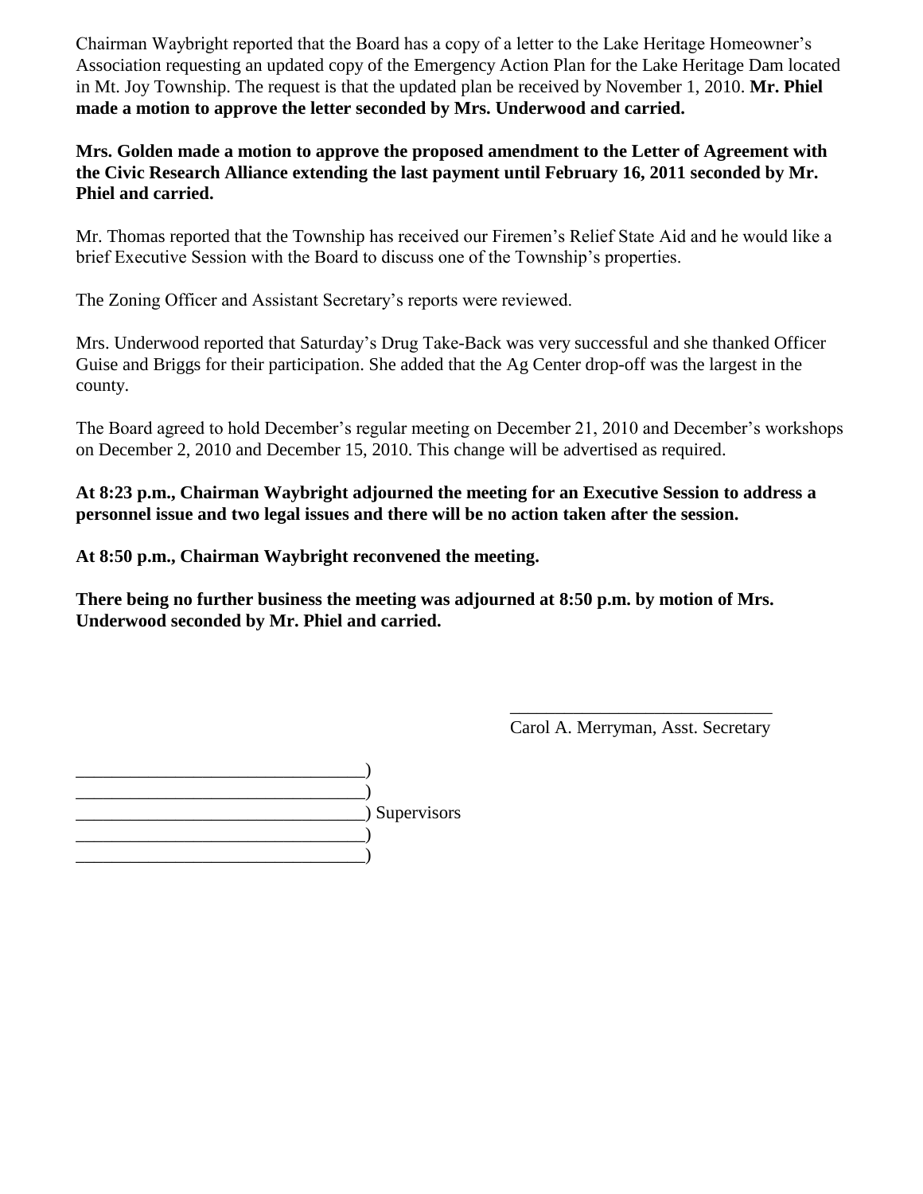Chairman Waybright reported that the Board has a copy of a letter to the Lake Heritage Homeowner's Association requesting an updated copy of the Emergency Action Plan for the Lake Heritage Dam located in Mt. Joy Township. The request is that the updated plan be received by November 1, 2010. **Mr. Phiel made a motion to approve the letter seconded by Mrs. Underwood and carried.**

**Mrs. Golden made a motion to approve the proposed amendment to the Letter of Agreement with the Civic Research Alliance extending the last payment until February 16, 2011 seconded by Mr. Phiel and carried.**

Mr. Thomas reported that the Township has received our Firemen's Relief State Aid and he would like a brief Executive Session with the Board to discuss one of the Township's properties.

The Zoning Officer and Assistant Secretary's reports were reviewed.

Mrs. Underwood reported that Saturday's Drug Take-Back was very successful and she thanked Officer Guise and Briggs for their participation. She added that the Ag Center drop-off was the largest in the county.

The Board agreed to hold December's regular meeting on December 21, 2010 and December's workshops on December 2, 2010 and December 15, 2010. This change will be advertised as required.

**At 8:23 p.m., Chairman Waybright adjourned the meeting for an Executive Session to address a personnel issue and two legal issues and there will be no action taken after the session.**

**At 8:50 p.m., Chairman Waybright reconvened the meeting.**

**There being no further business the meeting was adjourned at 8:50 p.m. by motion of Mrs. Underwood seconded by Mr. Phiel and carried.**

\_\_\_\_\_\_\_\_\_\_\_\_\_\_\_\_\_\_\_\_\_\_\_\_\_\_\_\_\_\_
Carol A. Merryman, Asst. Secretary

\_\_\_\_\_\_\_\_\_\_\_\_\_\_\_\_\_\_\_\_\_\_\_\_\_\_\_\_\_\_\_\_\_)
\_\_\_\_\_\_\_\_\_\_\_\_\_\_\_\_\_\_\_\_\_\_\_\_\_\_\_\_\_\_\_\_\_)
\_\_\_\_\_\_\_\_\_\_\_\_\_\_\_\_\_\_\_\_\_\_\_\_\_\_\_\_\_\_\_\_\_) Supervisors
\_\_\_\_\_\_\_\_\_\_\_\_\_\_\_\_\_\_\_\_\_\_\_\_\_\_\_\_\_\_\_\_\_)
\_\_\_\_\_\_\_\_\_\_\_\_\_\_\_\_\_\_\_\_\_\_\_\_\_\_\_\_\_\_\_\_\_)